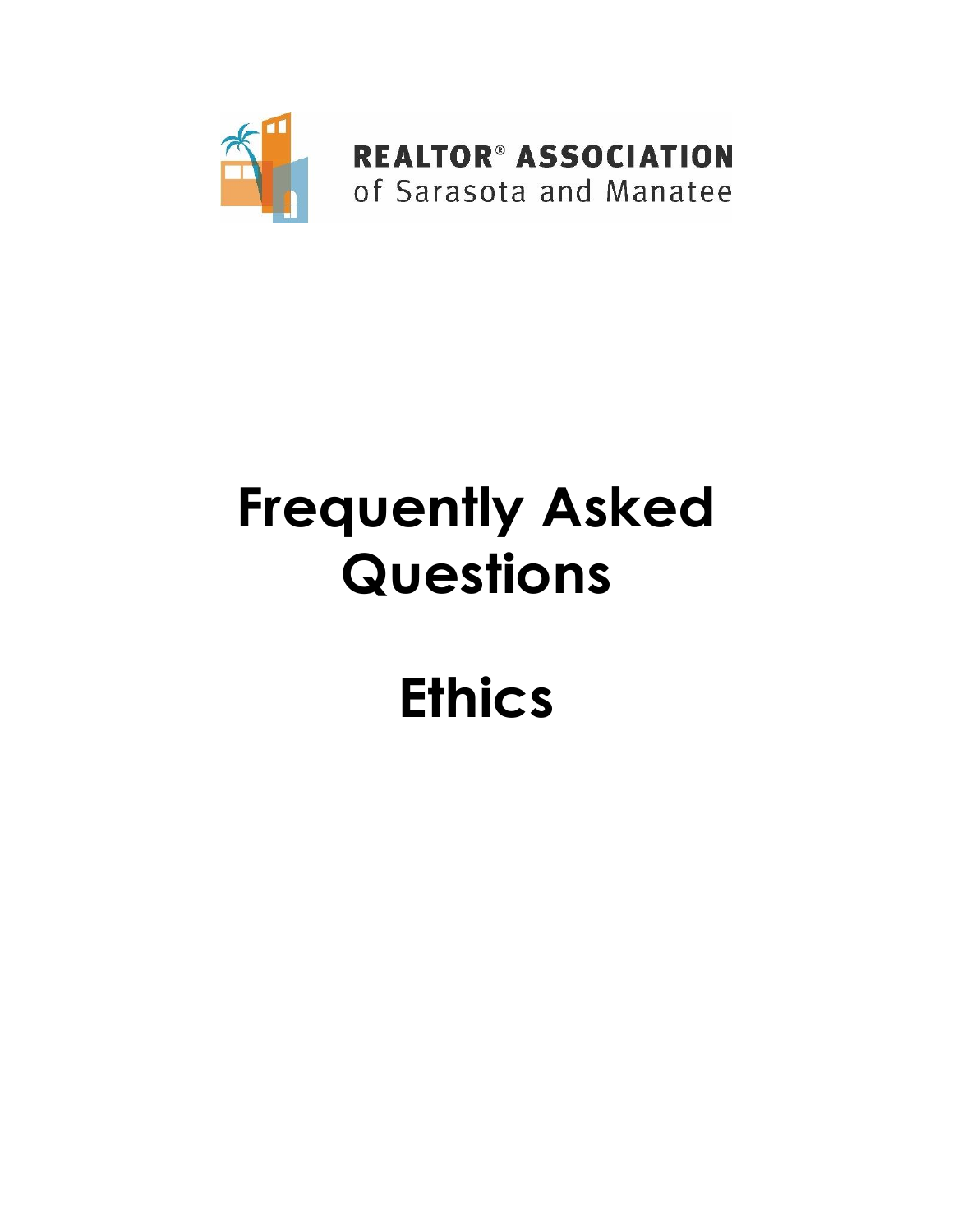**REALTOR® ASSOCIATION**
of Sarasota and Manatee

# Frequently Asked Questions

# Ethics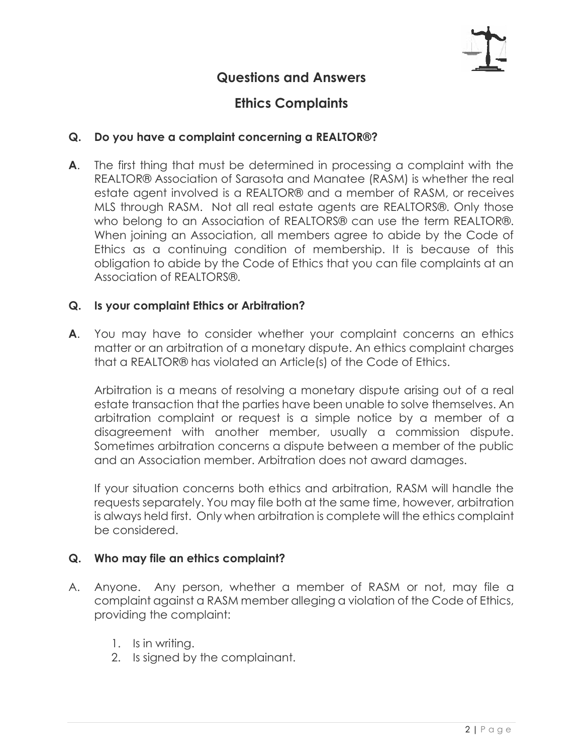## Questions and Answers

## Ethics Complaints

**Q. Do you have a complaint concerning a REALTOR®?**

**A**. The first thing that must be determined in processing a complaint with the REALTOR® Association of Sarasota and Manatee (RASM) is whether the real estate agent involved is a REALTOR® and a member of RASM, or receives MLS through RASM. Not all real estate agents are REALTORS®. Only those who belong to an Association of REALTORS® can use the term REALTOR®. When joining an Association, all members agree to abide by the Code of Ethics as a continuing condition of membership. It is because of this obligation to abide by the Code of Ethics that you can file complaints at an Association of REALTORS®.

**Q. Is your complaint Ethics or Arbitration?**

**A**. You may have to consider whether your complaint concerns an ethics matter or an arbitration of a monetary dispute. An ethics complaint charges that a REALTOR® has violated an Article(s) of the Code of Ethics.

Arbitration is a means of resolving a monetary dispute arising out of a real estate transaction that the parties have been unable to solve themselves. An arbitration complaint or request is a simple notice by a member of a disagreement with another member, usually a commission dispute. Sometimes arbitration concerns a dispute between a member of the public and an Association member. Arbitration does not award damages.

If your situation concerns both ethics and arbitration, RASM will handle the requests separately. You may file both at the same time, however, arbitration is always held first. Only when arbitration is complete will the ethics complaint be considered.

**Q. Who may file an ethics complaint?**

A. Anyone. Any person, whether a member of RASM or not, may file a complaint against a RASM member alleging a violation of the Code of Ethics, providing the complaint:

1. Is in writing.
2. Is signed by the complainant.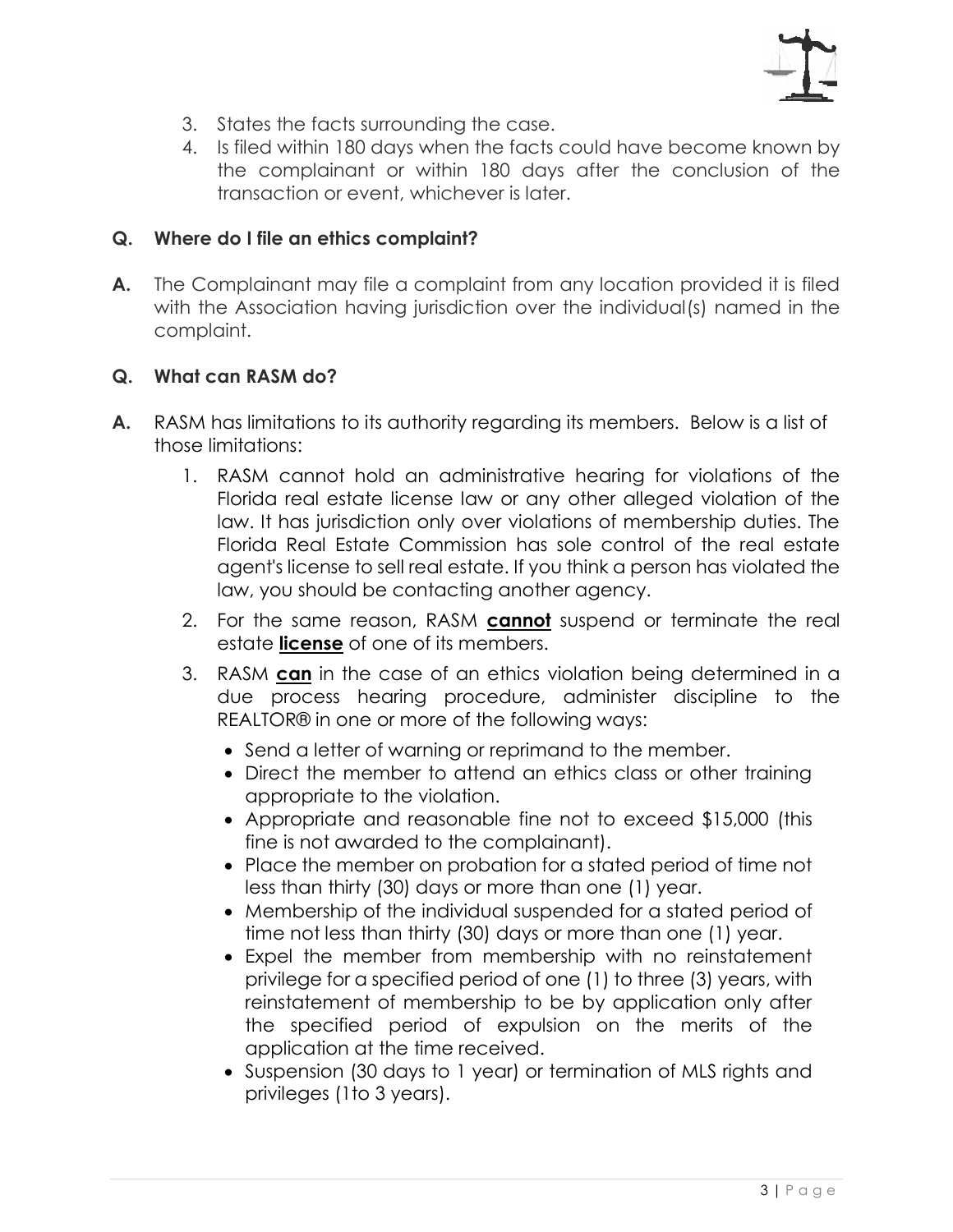3. States the facts surrounding the case.
4. Is filed within 180 days when the facts could have become known by the complainant or within 180 days after the conclusion of the transaction or event, whichever is later.

**Q. Where do I file an ethics complaint?**

**A.** The Complainant may file a complaint from any location provided it is filed with the Association having jurisdiction over the individual(s) named in the complaint.

**Q. What can RASM do?**

**A.** RASM has limitations to its authority regarding its members. Below is a list of those limitations:

1. RASM cannot hold an administrative hearing for violations of the Florida real estate license law or any other alleged violation of the law. It has jurisdiction only over violations of membership duties. The Florida Real Estate Commission has sole control of the real estate agent's license to sell real estate. If you think a person has violated the law, you should be contacting another agency.
2. For the same reason, RASM **cannot** suspend or terminate the real estate **license** of one of its members.
3. RASM **can** in the case of an ethics violation being determined in a due process hearing procedure, administer discipline to the REALTOR® in one or more of the following ways:
   - Send a letter of warning or reprimand to the member.
   - Direct the member to attend an ethics class or other training appropriate to the violation.
   - Appropriate and reasonable fine not to exceed $15,000 (this fine is not awarded to the complainant).
   - Place the member on probation for a stated period of time not less than thirty (30) days or more than one (1) year.
   - Membership of the individual suspended for a stated period of time not less than thirty (30) days or more than one (1) year.
   - Expel the member from membership with no reinstatement privilege for a specified period of one (1) to three (3) years, with reinstatement of membership to be by application only after the specified period of expulsion on the merits of the application at the time received.
   - Suspension (30 days to 1 year) or termination of MLS rights and privileges (1to 3 years).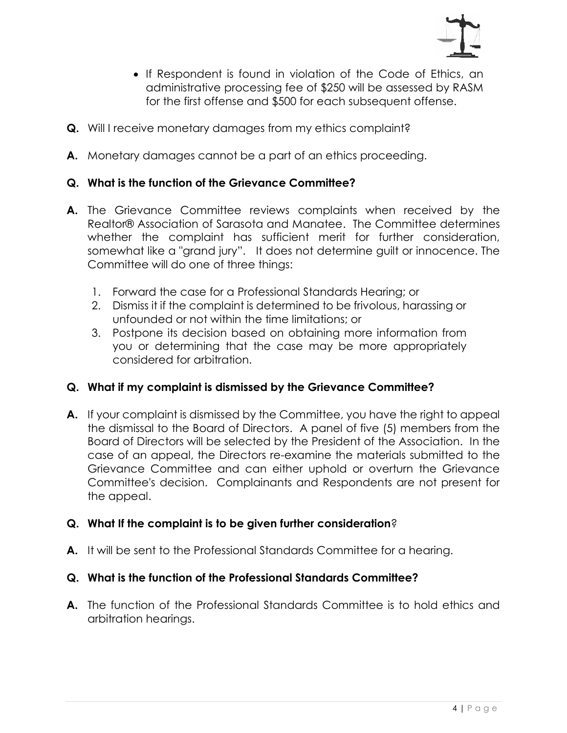- If Respondent is found in violation of the Code of Ethics, an administrative processing fee of $250 will be assessed by RASM for the first offense and $500 for each subsequent offense.

**Q.** Will I receive monetary damages from my ethics complaint?

**A.** Monetary damages cannot be a part of an ethics proceeding.

**Q. What is the function of the Grievance Committee?**

**A.** The Grievance Committee reviews complaints when received by the Realtor® Association of Sarasota and Manatee. The Committee determines whether the complaint has sufficient merit for further consideration, somewhat like a "grand jury". It does not determine guilt or innocence. The Committee will do one of three things:

1. Forward the case for a Professional Standards Hearing; or
2. Dismiss it if the complaint is determined to be frivolous, harassing or unfounded or not within the time limitations; or
3. Postpone its decision based on obtaining more information from you or determining that the case may be more appropriately considered for arbitration.

**Q. What if my complaint is dismissed by the Grievance Committee?**

**A.** If your complaint is dismissed by the Committee, you have the right to appeal the dismissal to the Board of Directors. A panel of five (5) members from the Board of Directors will be selected by the President of the Association. In the case of an appeal, the Directors re-examine the materials submitted to the Grievance Committee and can either uphold or overturn the Grievance Committee's decision. Complainants and Respondents are not present for the appeal.

**Q. What If the complaint is to be given further consideration?**

**A.** It will be sent to the Professional Standards Committee for a hearing.

**Q. What is the function of the Professional Standards Committee?**

**A.** The function of the Professional Standards Committee is to hold ethics and arbitration hearings.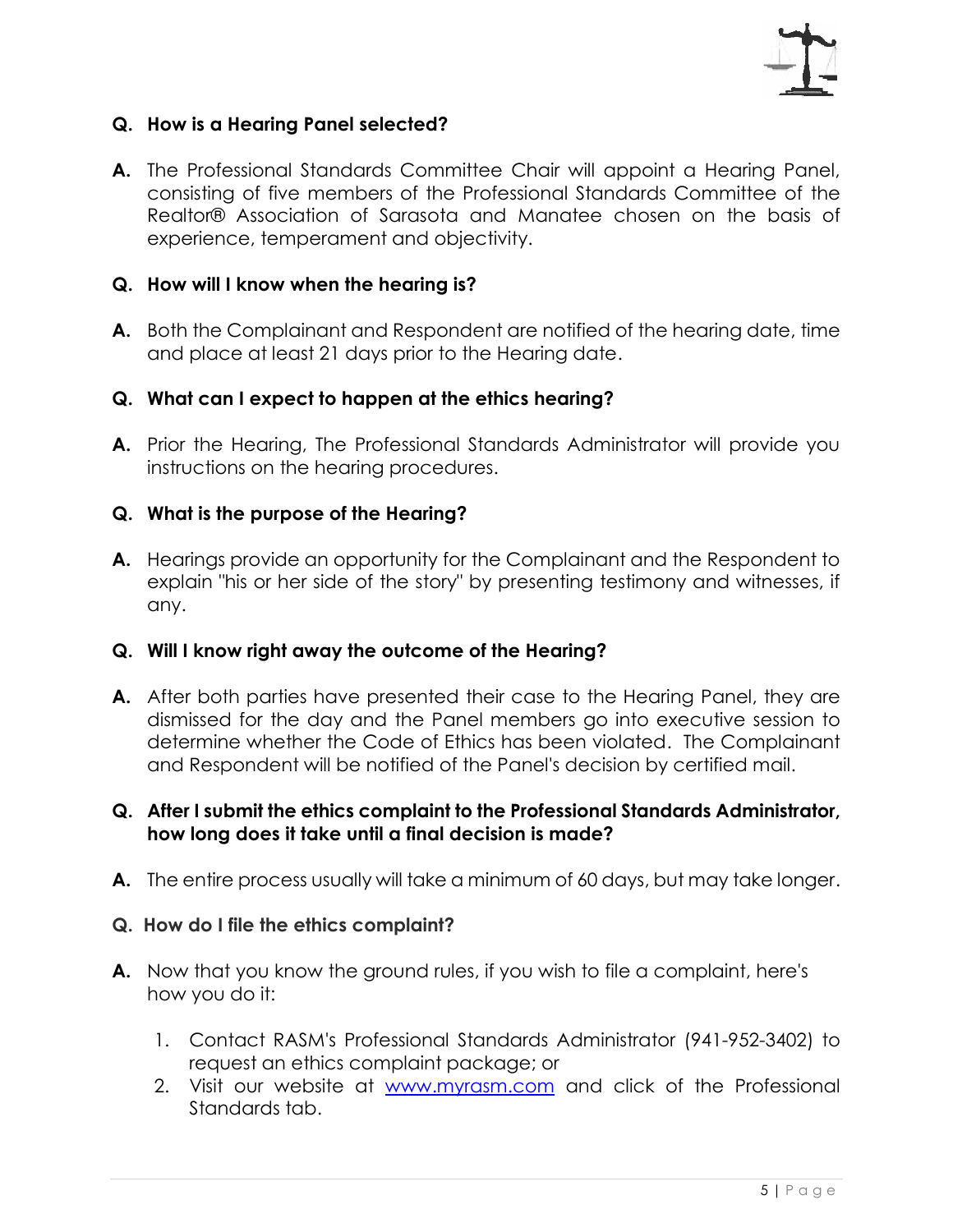**Q. How is a Hearing Panel selected?**

**A.** The Professional Standards Committee Chair will appoint a Hearing Panel, consisting of five members of the Professional Standards Committee of the Realtor® Association of Sarasota and Manatee chosen on the basis of experience, temperament and objectivity.

**Q. How will I know when the hearing is?**

**A.** Both the Complainant and Respondent are notified of the hearing date, time and place at least 21 days prior to the Hearing date.

**Q. What can I expect to happen at the ethics hearing?**

**A.** Prior the Hearing, The Professional Standards Administrator will provide you instructions on the hearing procedures.

**Q. What is the purpose of the Hearing?**

**A.** Hearings provide an opportunity for the Complainant and the Respondent to explain "his or her side of the story" by presenting testimony and witnesses, if any.

**Q. Will I know right away the outcome of the Hearing?**

**A.** After both parties have presented their case to the Hearing Panel, they are dismissed for the day and the Panel members go into executive session to determine whether the Code of Ethics has been violated. The Complainant and Respondent will be notified of the Panel's decision by certified mail.

**Q. After I submit the ethics complaint to the Professional Standards Administrator, how long does it take until a final decision is made?**

**A.** The entire process usually will take a minimum of 60 days, but may take longer.

**Q. How do I file the ethics complaint?**

**A.** Now that you know the ground rules, if you wish to file a complaint, here's how you do it:

1. Contact RASM's Professional Standards Administrator (941-952-3402) to request an ethics complaint package; or
2. Visit our website at [www.myrasm.com](www.myrasm.com) and click of the Professional Standards tab.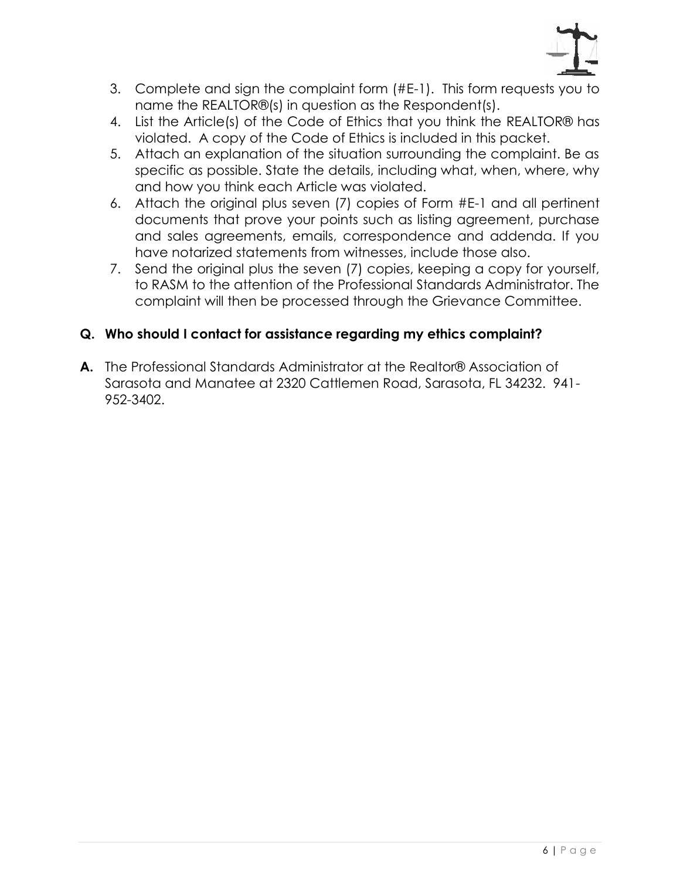3. Complete and sign the complaint form (#E-1). This form requests you to name the REALTOR®(s) in question as the Respondent(s).
4. List the Article(s) of the Code of Ethics that you think the REALTOR® has violated. A copy of the Code of Ethics is included in this packet.
5. Attach an explanation of the situation surrounding the complaint. Be as specific as possible. State the details, including what, when, where, why and how you think each Article was violated.
6. Attach the original plus seven (7) copies of Form #E-1 and all pertinent documents that prove your points such as listing agreement, purchase and sales agreements, emails, correspondence and addenda. If you have notarized statements from witnesses, include those also.
7. Send the original plus the seven (7) copies, keeping a copy for yourself, to RASM to the attention of the Professional Standards Administrator. The complaint will then be processed through the Grievance Committee.

**Q. Who should I contact for assistance regarding my ethics complaint?**

**A.** The Professional Standards Administrator at the Realtor® Association of Sarasota and Manatee at 2320 Cattlemen Road, Sarasota, FL 34232. 941-952-3402.